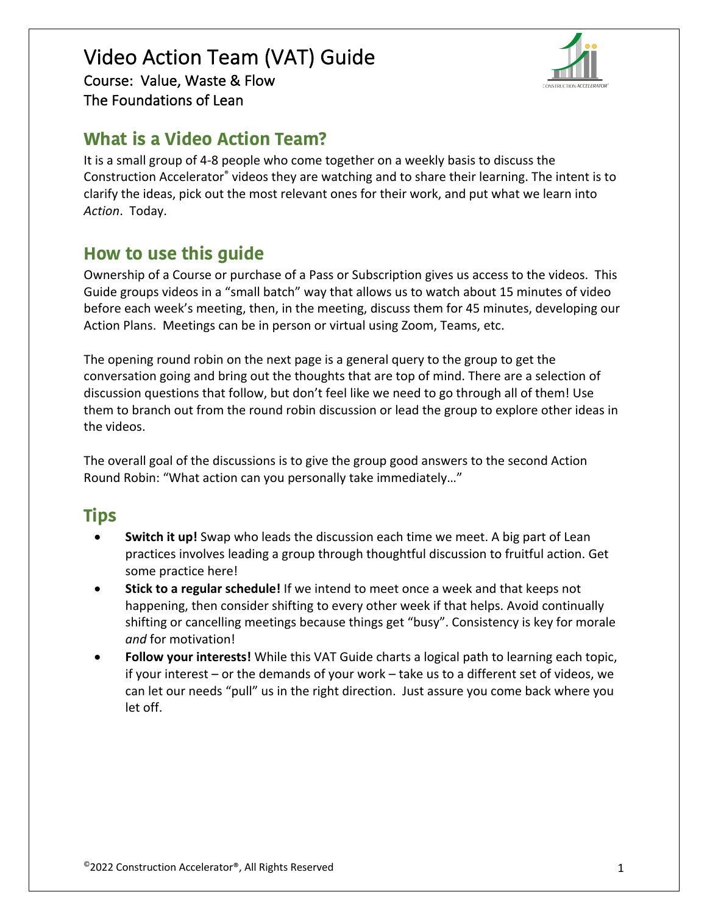# Video Action Team (VAT) Guide

Course: Value, Waste & Flow
The Foundations of Lean

## What is a Video Action Team?

It is a small group of 4-8 people who come together on a weekly basis to discuss the Construction Accelerator® videos they are watching and to share their learning. The intent is to clarify the ideas, pick out the most relevant ones for their work, and put what we learn into *Action*. Today.

## How to use this guide

Ownership of a Course or purchase of a Pass or Subscription gives us access to the videos. This Guide groups videos in a "small batch" way that allows us to watch about 15 minutes of video before each week's meeting, then, in the meeting, discuss them for 45 minutes, developing our Action Plans. Meetings can be in person or virtual using Zoom, Teams, etc.

The opening round robin on the next page is a general query to the group to get the conversation going and bring out the thoughts that are top of mind. There are a selection of discussion questions that follow, but don't feel like we need to go through all of them! Use them to branch out from the round robin discussion or lead the group to explore other ideas in the videos.

The overall goal of the discussions is to give the group good answers to the second Action Round Robin: "What action can you personally take immediately…"

## Tips

- **Switch it up!** Swap who leads the discussion each time we meet. A big part of Lean practices involves leading a group through thoughtful discussion to fruitful action. Get some practice here!
- **Stick to a regular schedule!** If we intend to meet once a week and that keeps not happening, then consider shifting to every other week if that helps. Avoid continually shifting or cancelling meetings because things get "busy". Consistency is key for morale *and* for motivation!
- **Follow your interests!** While this VAT Guide charts a logical path to learning each topic, if your interest – or the demands of your work – take us to a different set of videos, we can let our needs "pull" us in the right direction. Just assure you come back where you let off.

©2022 Construction Accelerator®, All Rights Reserved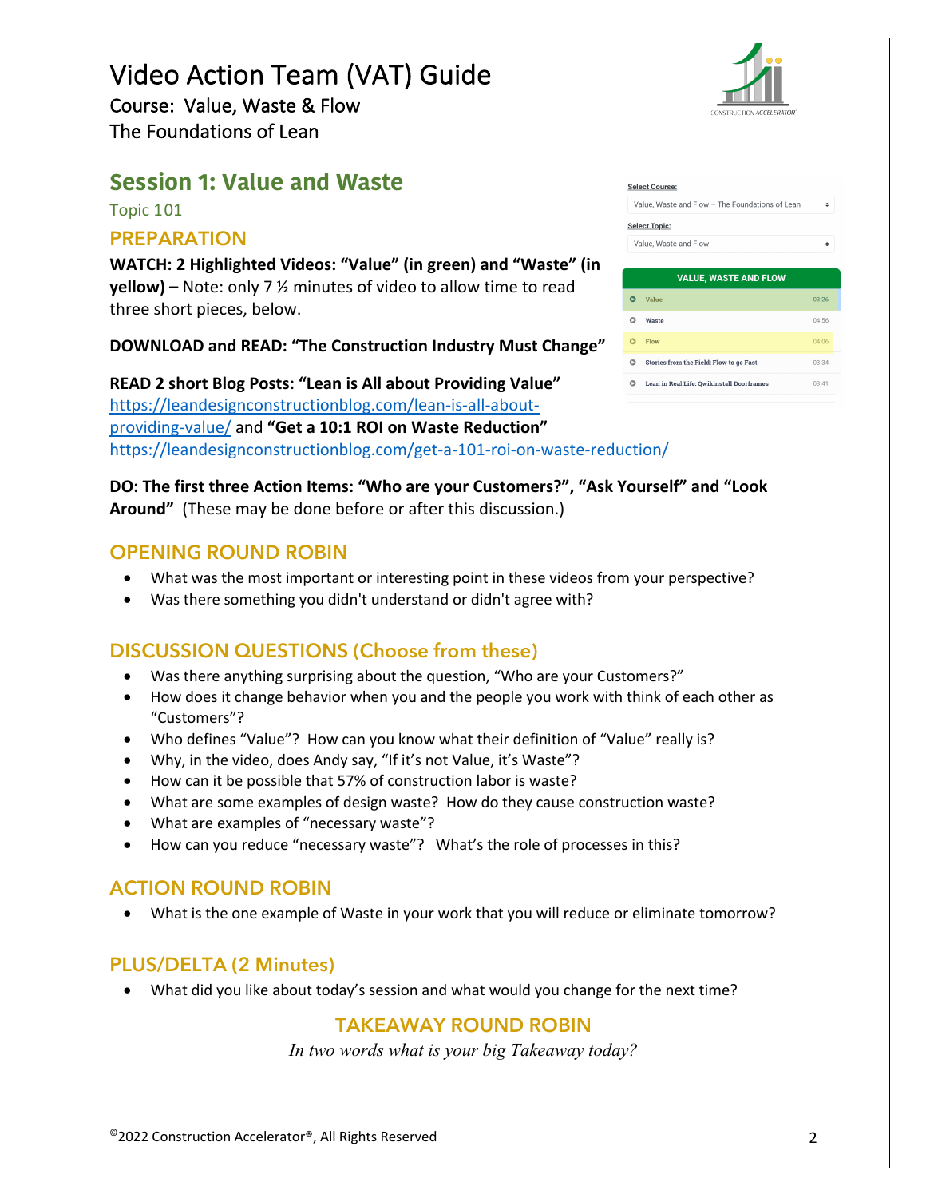# Video Action Team (VAT) Guide

Course: Value, Waste & Flow
The Foundations of Lean

## Session 1: Value and Waste

Topic 101

### PREPARATION

**WATCH: 2 Highlighted Videos: "Value" (in green) and "Waste" (in yellow) –** Note: only 7 ½ minutes of video to allow time to read three short pieces, below.

Select Course: Value, Waste and Flow – The Foundations of Lean
Select Topic: Value, Waste and Flow

| VALUE, WASTE AND FLOW | |
|---|---|
| Value | 03:26 |
| Waste | 04:56 |
| Flow | 04:06 |
| Stories from the Field: Flow to go Fast | 03:34 |
| Lean in Real Life: Qwikinstall Doorframes | 03:41 |

**DOWNLOAD and READ: "The Construction Industry Must Change"**

**READ 2 short Blog Posts: "Lean is All about Providing Value"** https://leandesignconstructionblog.com/lean-is-all-about-providing-value/ and **"Get a 10:1 ROI on Waste Reduction"** https://leandesignconstructionblog.com/get-a-101-roi-on-waste-reduction/

**DO: The first three Action Items: "Who are your Customers?", "Ask Yourself" and "Look Around"** (These may be done before or after this discussion.)

### OPENING ROUND ROBIN

- What was the most important or interesting point in these videos from your perspective?
- Was there something you didn't understand or didn't agree with?

### DISCUSSION QUESTIONS (Choose from these)

- Was there anything surprising about the question, "Who are your Customers?"
- How does it change behavior when you and the people you work with think of each other as "Customers"?
- Who defines "Value"? How can you know what their definition of "Value" really is?
- Why, in the video, does Andy say, "If it's not Value, it's Waste"?
- How can it be possible that 57% of construction labor is waste?
- What are some examples of design waste? How do they cause construction waste?
- What are examples of "necessary waste"?
- How can you reduce "necessary waste"? What's the role of processes in this?

### ACTION ROUND ROBIN

- What is the one example of Waste in your work that you will reduce or eliminate tomorrow?

### PLUS/DELTA (2 Minutes)

- What did you like about today's session and what would you change for the next time?

### TAKEAWAY ROUND ROBIN

*In two words what is your big Takeaway today?*

©2022 Construction Accelerator®, All Rights Reserved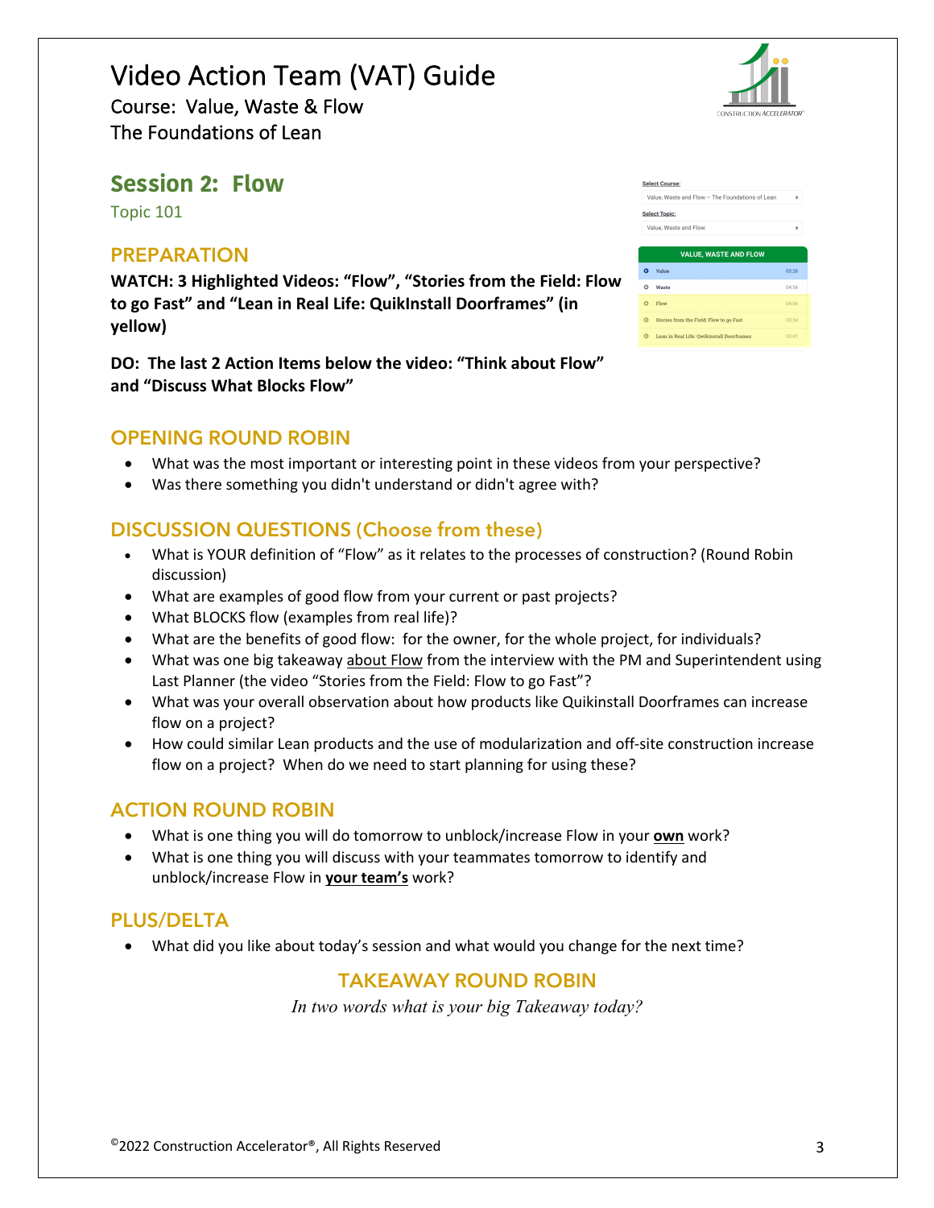# Video Action Team (VAT) Guide

Course: Value, Waste & Flow
The Foundations of Lean

## Session 2: Flow

Topic 101

### PREPARATION

**WATCH: 3 Highlighted Videos: "Flow", "Stories from the Field: Flow to go Fast" and "Lean in Real Life: QuikInstall Doorframes" (in yellow)**

**DO: The last 2 Action Items below the video: "Think about Flow" and "Discuss What Blocks Flow"**

### OPENING ROUND ROBIN

- What was the most important or interesting point in these videos from your perspective?
- Was there something you didn't understand or didn't agree with?

### DISCUSSION QUESTIONS (Choose from these)

- What is YOUR definition of "Flow" as it relates to the processes of construction? (Round Robin discussion)
- What are examples of good flow from your current or past projects?
- What BLOCKS flow (examples from real life)?
- What are the benefits of good flow: for the owner, for the whole project, for individuals?
- What was one big takeaway about Flow from the interview with the PM and Superintendent using Last Planner (the video "Stories from the Field: Flow to go Fast"?
- What was your overall observation about how products like Quikinstall Doorframes can increase flow on a project?
- How could similar Lean products and the use of modularization and off-site construction increase flow on a project? When do we need to start planning for using these?

### ACTION ROUND ROBIN

- What is one thing you will do tomorrow to unblock/increase Flow in your **own** work?
- What is one thing you will discuss with your teammates tomorrow to identify and unblock/increase Flow in **your team's** work?

### PLUS/DELTA

- What did you like about today's session and what would you change for the next time?

### TAKEAWAY ROUND ROBIN

*In two words what is your big Takeaway today?*

©2022 Construction Accelerator®, All Rights Reserved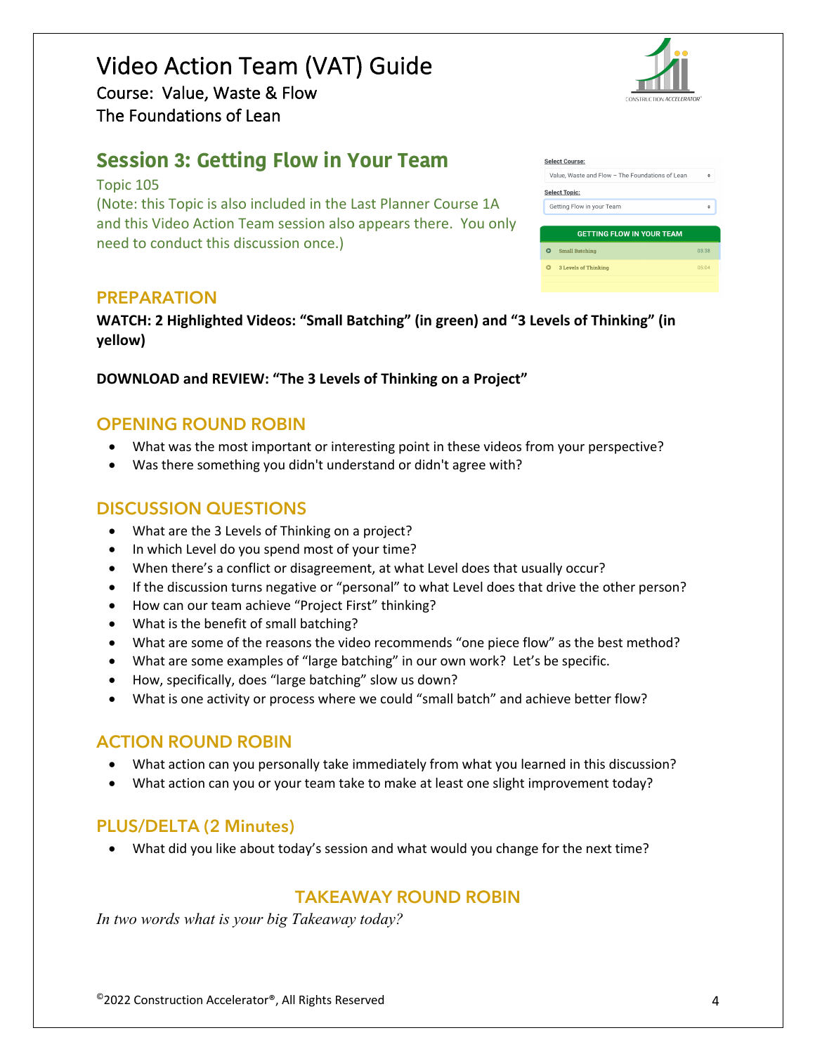# Video Action Team (VAT) Guide

Course: Value, Waste & Flow
The Foundations of Lean

## Session 3: Getting Flow in Your Team

Topic 105
(Note: this Topic is also included in the Last Planner Course 1A and this Video Action Team session also appears there. You only need to conduct this discussion once.)

Select Course:
Value, Waste and Flow – The Foundations of Lean
Select Topic:
Getting Flow in your Team

GETTING FLOW IN YOUR TEAM
Small Batching 03:38
3 Levels of Thinking 05:04

### PREPARATION

**WATCH: 2 Highlighted Videos: "Small Batching" (in green) and "3 Levels of Thinking" (in yellow)**

**DOWNLOAD and REVIEW: "The 3 Levels of Thinking on a Project"**

### OPENING ROUND ROBIN

- What was the most important or interesting point in these videos from your perspective?
- Was there something you didn't understand or didn't agree with?

### DISCUSSION QUESTIONS

- What are the 3 Levels of Thinking on a project?
- In which Level do you spend most of your time?
- When there's a conflict or disagreement, at what Level does that usually occur?
- If the discussion turns negative or "personal" to what Level does that drive the other person?
- How can our team achieve "Project First" thinking?
- What is the benefit of small batching?
- What are some of the reasons the video recommends "one piece flow" as the best method?
- What are some examples of "large batching" in our own work? Let's be specific.
- How, specifically, does "large batching" slow us down?
- What is one activity or process where we could "small batch" and achieve better flow?

### ACTION ROUND ROBIN

- What action can you personally take immediately from what you learned in this discussion?
- What action can you or your team take to make at least one slight improvement today?

### PLUS/DELTA (2 Minutes)

- What did you like about today's session and what would you change for the next time?

### TAKEAWAY ROUND ROBIN

*In two words what is your big Takeaway today?*

©2022 Construction Accelerator®, All Rights Reserved